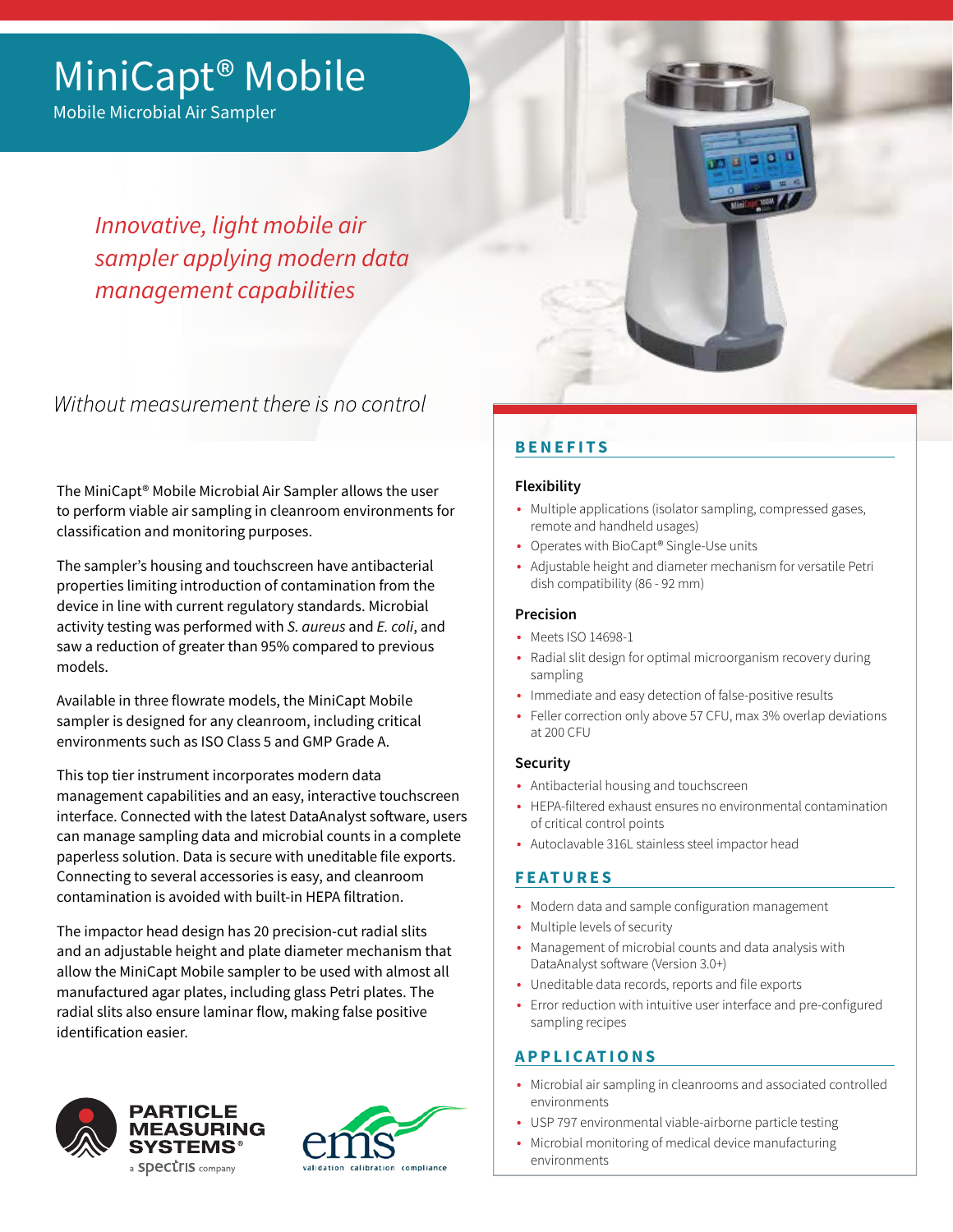# MiniCapt® Mobile

Mobile Microbial Air Sampler

*Innovative, light mobile air sampler applying modern data management capabilities*

*Without measurement there is no control*

The MiniCapt® Mobile Microbial Air Sampler allows the user to perform viable air sampling in cleanroom environments for classification and monitoring purposes.

The sampler's housing and touchscreen have antibacterial properties limiting introduction of contamination from the device in line with current regulatory standards. Microbial activity testing was performed with *S. aureus* and *E. coli*, and saw a reduction of greater than 95% compared to previous models.

Available in three flowrate models, the MiniCapt Mobile sampler is designed for any cleanroom, including critical environments such as ISO Class 5 and GMP Grade A.

This top tier instrument incorporates modern data management capabilities and an easy, interactive touchscreen interface. Connected with the latest DataAnalyst software, users can manage sampling data and microbial counts in a complete paperless solution. Data is secure with uneditable file exports. Connecting to several accessories is easy, and cleanroom contamination is avoided with built-in HEPA filtration.

The impactor head design has 20 precision-cut radial slits and an adjustable height and plate diameter mechanism that allow the MiniCapt Mobile sampler to be used with almost all manufactured agar plates, including glass Petri plates. The radial slits also ensure laminar flow, making false positive identification easier.

PARTICLE MEASURING SYSTEMS® a spectris company

ems validation calibration compliance

## BENEFITS

### Flexibility

- Multiple applications (isolator sampling, compressed gases, remote and handheld usages)
- Operates with BioCapt® Single-Use units
- Adjustable height and diameter mechanism for versatile Petri dish compatibility (86 - 92 mm)

### Precision

- Meets ISO 14698-1
- Radial slit design for optimal microorganism recovery during sampling
- Immediate and easy detection of false-positive results
- Feller correction only above 57 CFU, max 3% overlap deviations at 200 CFU

### Security

- Antibacterial housing and touchscreen
- HEPA-filtered exhaust ensures no environmental contamination of critical control points
- Autoclavable 316L stainless steel impactor head

## FEATURES

- Modern data and sample configuration management
- Multiple levels of security
- Management of microbial counts and data analysis with DataAnalyst software (Version 3.0+)
- Uneditable data records, reports and file exports
- Error reduction with intuitive user interface and pre-configured sampling recipes

## APPLICATIONS

- Microbial air sampling in cleanrooms and associated controlled environments
- USP 797 environmental viable-airborne particle testing
- Microbial monitoring of medical device manufacturing environments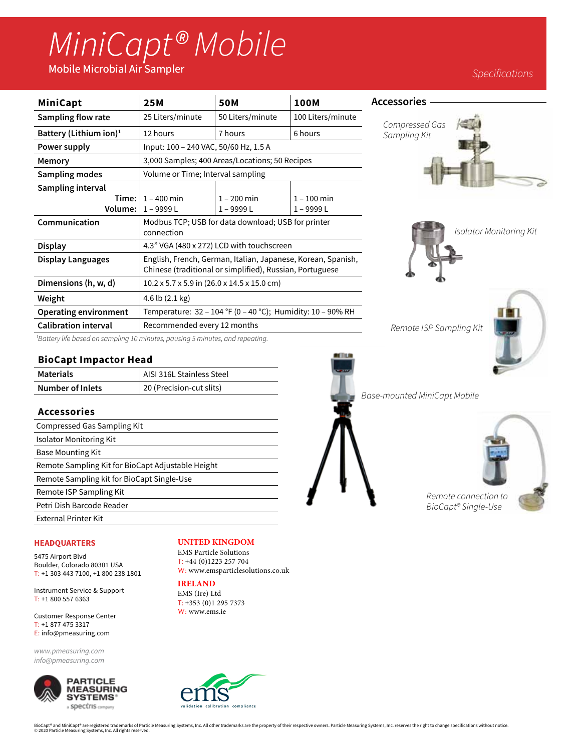# MiniCapt® Mobile

Mobile Microbial Air Sampler

Specifications

| MiniCapt | 25M | 50M | 100M |
|---|---|---|---|
| Sampling flow rate | 25 Liters/minute | 50 Liters/minute | 100 Liters/minute |
| Battery (Lithium ion)[1] | 12 hours | 7 hours | 6 hours |
| Power supply | Input: 100 – 240 VAC, 50/60 Hz, 1.5 A | | |
| Memory | 3,000 Samples; 400 Areas/Locations; 50 Recipes | | |
| Sampling modes | Volume or Time; Interval sampling | | |
| Sampling interval Time: | 1 – 400 min | 1 – 200 min | 1 – 100 min |
| Sampling interval Volume: | 1 – 9999 L | 1 – 9999 L | 1 – 9999 L |
| Communication | Modbus TCP; USB for data download; USB for printer connection | | |
| Display | 4.3" VGA (480 x 272) LCD with touchscreen | | |
| Display Languages | English, French, German, Italian, Japanese, Korean, Spanish, Chinese (traditional or simplified), Russian, Portuguese | | |
| Dimensions (h, w, d) | 10.2 x 5.7 x 5.9 in (26.0 x 14.5 x 15.0 cm) | | |
| Weight | 4.6 lb (2.1 kg) | | |
| Operating environment | Temperature: 32 – 104 °F (0 – 40 °C); Humidity: 10 – 90% RH | | |
| Calibration interval | Recommended every 12 months | | |

[1]Battery life based on sampling 10 minutes, pausing 5 minutes, and repeating.

## BioCapt Impactor Head

| | |
|---|---|
| Materials | AISI 316L Stainless Steel |
| Number of Inlets | 20 (Precision-cut slits) |

## Accessories

- Compressed Gas Sampling Kit
- Isolator Monitoring Kit
- Base Mounting Kit
- Remote Sampling Kit for BioCapt Adjustable Height
- Remote Sampling kit for BioCapt Single-Use
- Remote ISP Sampling Kit
- Petri Dish Barcode Reader
- External Printer Kit

## Accessories

*Compressed Gas Sampling Kit*

*Isolator Monitoring Kit*

*Remote ISP Sampling Kit*

*Base-mounted MiniCapt Mobile*

*Remote connection to BioCapt® Single-Use*

**HEADQUARTERS**

5475 Airport Blvd
Boulder, Colorado 80301 USA
T: +1 303 443 7100, +1 800 238 1801

Instrument Service & Support
T: +1 800 557 6363

Customer Response Center
T: +1 877 475 3317
E: info@pmeasuring.com

*www.pmeasuring.com*
*info@pmeasuring.com*

**UNITED KINGDOM**

EMS Particle Solutions
T: +44 (0)1223 257 704
W: www.emsparticlesolutions.co.uk

**IRELAND**

EMS (Ire) Ltd
T: +353 (0)1 295 7373
W: www.ems.ie

PARTICLE MEASURING SYSTEMS® a spectris company

ems validation calibration compliance

BioCapt® and MiniCapt® are registered trademarks of Particle Measuring Systems, Inc. All other trademarks are the property of their respective owners. Particle Measuring Systems, Inc. reserves the right to change specifications without notice.
© 2020 Particle Measuring Systems, Inc. All rights reserved.